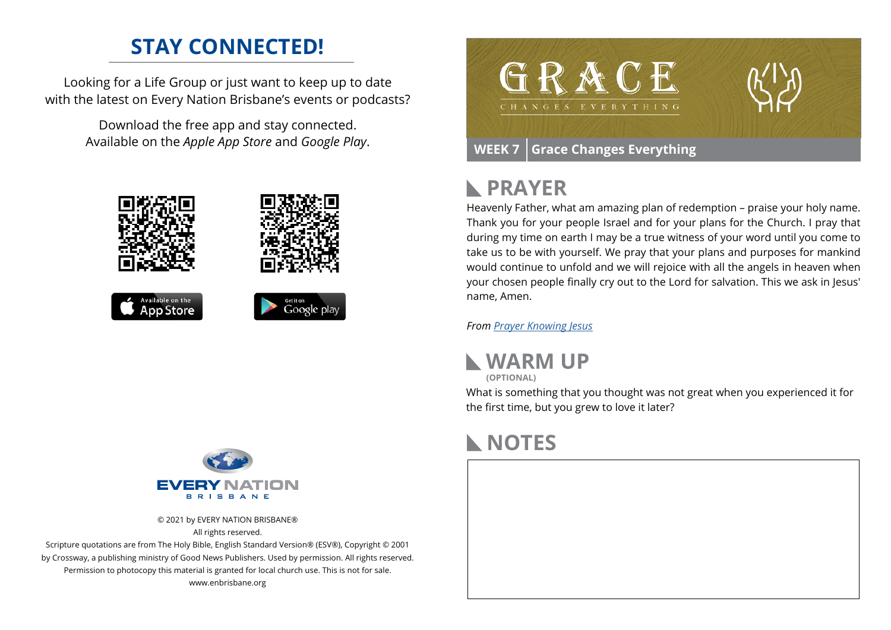# STAY CONNECTED!

Looking for a Life Group or just want to keep up to date with the latest on Every Nation Brisbane's events or podcasts?

Download the free app and stay connected. Available on the *Apple App Store* and *Google Play*.

Available on the App Store

Get it on Google play

EVERY NATION BRISBANE

© 2021 by EVERY NATION BRISBANE®
All rights reserved.
Scripture quotations are from The Holy Bible, English Standard Version® (ESV®), Copyright © 2001 by Crossway, a publishing ministry of Good News Publishers. Used by permission. All rights reserved.
Permission to photocopy this material is granted for local church use. This is not for sale.
www.enbrisbane.org

GRACE
CHANGES EVERYTHING

**WEEK 7** | **Grace Changes Everything**

## PRAYER

Heavenly Father, what am amazing plan of redemption – praise your holy name. Thank you for your people Israel and for your plans for the Church. I pray that during my time on earth I may be a true witness of your word until you come to take us to be with yourself. We pray that your plans and purposes for mankind would continue to unfold and we will rejoice with all the angels in heaven when your chosen people finally cry out to the Lord for salvation. This we ask in Jesus' name, Amen.

*From Prayer Knowing Jesus*

## WARM UP

**(OPTIONAL)**

What is something that you thought was not great when you experienced it for the first time, but you grew to love it later?

## NOTES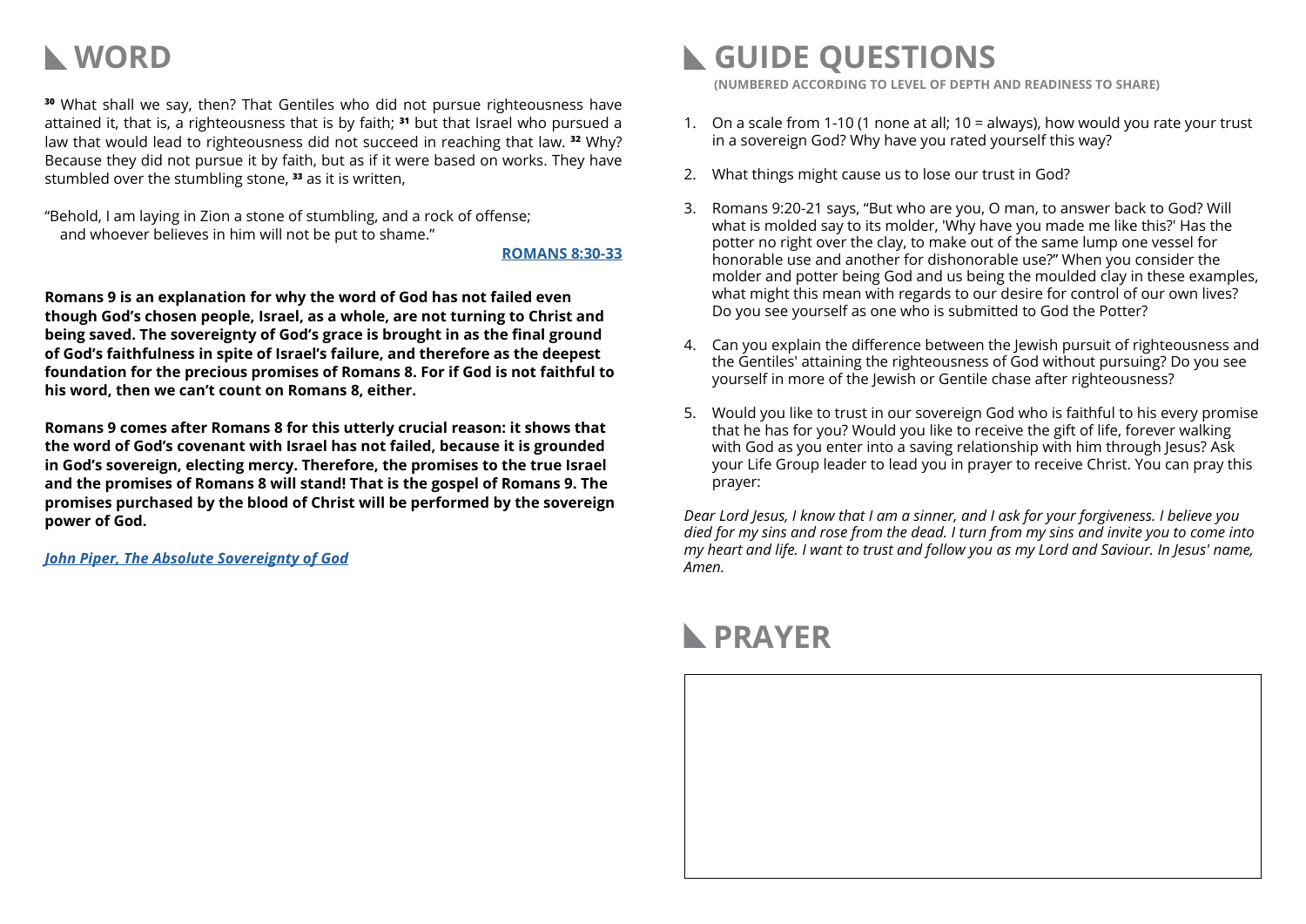## WORD

[30] What shall we say, then? That Gentiles who did not pursue righteousness have attained it, that is, a righteousness that is by faith; [31] but that Israel who pursued a law that would lead to righteousness did not succeed in reaching that law. [32] Why? Because they did not pursue it by faith, but as if it were based on works. They have stumbled over the stumbling stone, [33] as it is written,

"Behold, I am laying in Zion a stone of stumbling, and a rock of offense;
and whoever believes in him will not be put to shame."

**ROMANS 8:30-33**

**Romans 9 is an explanation for why the word of God has not failed even though God's chosen people, Israel, as a whole, are not turning to Christ and being saved. The sovereignty of God's grace is brought in as the final ground of God's faithfulness in spite of Israel's failure, and therefore as the deepest foundation for the precious promises of Romans 8. For if God is not faithful to his word, then we can't count on Romans 8, either.**

**Romans 9 comes after Romans 8 for this utterly crucial reason: it shows that the word of God's covenant with Israel has not failed, because it is grounded in God's sovereign, electing mercy. Therefore, the promises to the true Israel and the promises of Romans 8 will stand! That is the gospel of Romans 9. The promises purchased by the blood of Christ will be performed by the sovereign power of God.**

***John Piper, The Absolute Sovereignty of God***

## GUIDE QUESTIONS

**(NUMBERED ACCORDING TO LEVEL OF DEPTH AND READINESS TO SHARE)**

1. On a scale from 1-10 (1 none at all; 10 = always), how would you rate your trust in a sovereign God? Why have you rated yourself this way?

2. What things might cause us to lose our trust in God?

3. Romans 9:20-21 says, "But who are you, O man, to answer back to God? Will what is molded say to its molder, 'Why have you made me like this?' Has the potter no right over the clay, to make out of the same lump one vessel for honorable use and another for dishonorable use?" When you consider the molder and potter being God and us being the moulded clay in these examples, what might this mean with regards to our desire for control of our own lives? Do you see yourself as one who is submitted to God the Potter?

4. Can you explain the difference between the Jewish pursuit of righteousness and the Gentiles' attaining the righteousness of God without pursuing? Do you see yourself in more of the Jewish or Gentile chase after righteousness?

5. Would you like to trust in our sovereign God who is faithful to his every promise that he has for you? Would you like to receive the gift of life, forever walking with God as you enter into a saving relationship with him through Jesus? Ask your Life Group leader to lead you in prayer to receive Christ. You can pray this prayer:

*Dear Lord Jesus, I know that I am a sinner, and I ask for your forgiveness. I believe you died for my sins and rose from the dead. I turn from my sins and invite you to come into my heart and life. I want to trust and follow you as my Lord and Saviour. In Jesus' name, Amen.*

## PRAYER